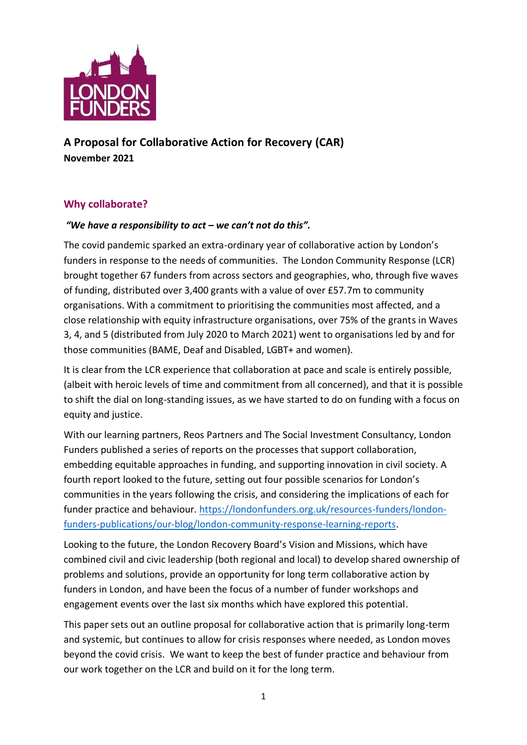# A Proposal for Collaborative Action for Recovery (CAR)

**November 2021**

## Why collaborate?

***"We have a responsibility to act – we can't not do this".***

The covid pandemic sparked an extra-ordinary year of collaborative action by London's funders in response to the needs of communities. The London Community Response (LCR) brought together 67 funders from across sectors and geographies, who, through five waves of funding, distributed over 3,400 grants with a value of over £57.7m to community organisations. With a commitment to prioritising the communities most affected, and a close relationship with equity infrastructure organisations, over 75% of the grants in Waves 3, 4, and 5 (distributed from July 2020 to March 2021) went to organisations led by and for those communities (BAME, Deaf and Disabled, LGBT+ and women).

It is clear from the LCR experience that collaboration at pace and scale is entirely possible, (albeit with heroic levels of time and commitment from all concerned), and that it is possible to shift the dial on long-standing issues, as we have started to do on funding with a focus on equity and justice.

With our learning partners, Reos Partners and The Social Investment Consultancy, London Funders published a series of reports on the processes that support collaboration, embedding equitable approaches in funding, and supporting innovation in civil society. A fourth report looked to the future, setting out four possible scenarios for London's communities in the years following the crisis, and considering the implications of each for funder practice and behaviour. [https://londonfunders.org.uk/resources-funders/london-funders-publications/our-blog/london-community-response-learning-reports](https://londonfunders.org.uk/resources-funders/london-funders-publications/our-blog/london-community-response-learning-reports).

Looking to the future, the London Recovery Board's Vision and Missions, which have combined civil and civic leadership (both regional and local) to develop shared ownership of problems and solutions, provide an opportunity for long term collaborative action by funders in London, and have been the focus of a number of funder workshops and engagement events over the last six months which have explored this potential.

This paper sets out an outline proposal for collaborative action that is primarily long-term and systemic, but continues to allow for crisis responses where needed, as London moves beyond the covid crisis. We want to keep the best of funder practice and behaviour from our work together on the LCR and build on it for the long term.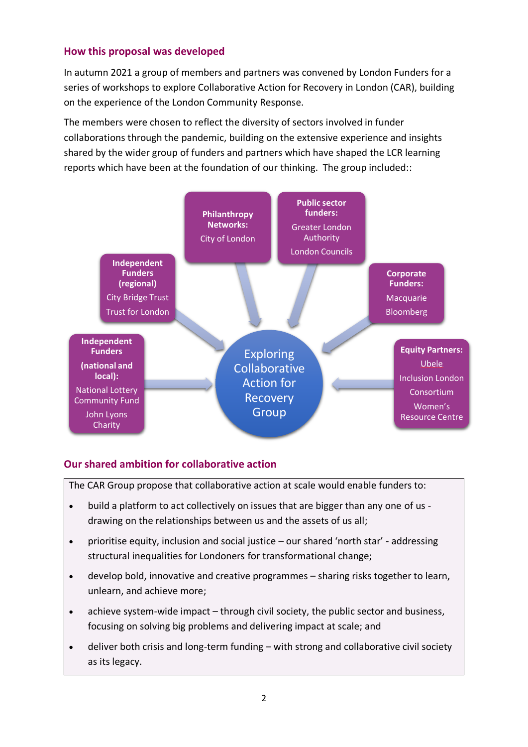## How this proposal was developed

In autumn 2021 a group of members and partners was convened by London Funders for a series of workshops to explore Collaborative Action for Recovery in London (CAR), building on the experience of the London Community Response.

The members were chosen to reflect the diversity of sectors involved in funder collaborations through the pandemic, building on the extensive experience and insights shared by the wider group of funders and partners which have shaped the LCR learning reports which have been at the foundation of our thinking. The group included::

**Exploring Collaborative Action for Recovery Group**

**Independent Funders (national and local):**
National Lottery Community Fund
John Lyons Charity

**Independent Funders (regional)**
City Bridge Trust
Trust for London

**Philanthropy Networks:**
City of London

**Public sector funders:**
Greater London Authority
London Councils

**Corporate Funders:**
Macquarie
Bloomberg

**Equity Partners:**
Ubele
Inclusion London
Consortium
Women's Resource Centre

## Our shared ambition for collaborative action

The CAR Group propose that collaborative action at scale would enable funders to:

- build a platform to act collectively on issues that are bigger than any one of us - drawing on the relationships between us and the assets of us all;
- prioritise equity, inclusion and social justice – our shared 'north star' - addressing structural inequalities for Londoners for transformational change;
- develop bold, innovative and creative programmes – sharing risks together to learn, unlearn, and achieve more;
- achieve system-wide impact – through civil society, the public sector and business, focusing on solving big problems and delivering impact at scale; and
- deliver both crisis and long-term funding – with strong and collaborative civil society as its legacy.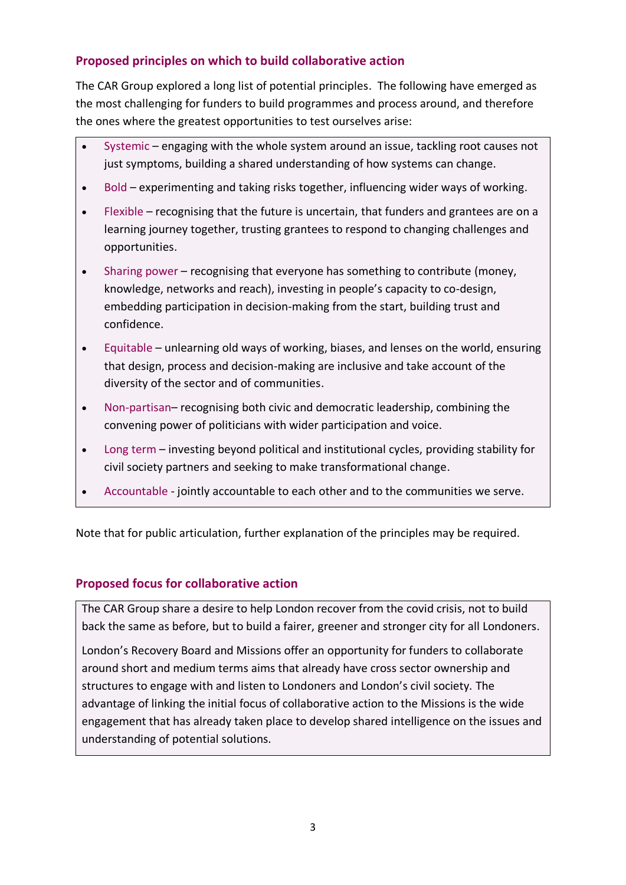## Proposed principles on which to build collaborative action

The CAR Group explored a long list of potential principles. The following have emerged as the most challenging for funders to build programmes and process around, and therefore the ones where the greatest opportunities to test ourselves arise:

- Systemic – engaging with the whole system around an issue, tackling root causes not just symptoms, building a shared understanding of how systems can change.
- Bold – experimenting and taking risks together, influencing wider ways of working.
- Flexible – recognising that the future is uncertain, that funders and grantees are on a learning journey together, trusting grantees to respond to changing challenges and opportunities.
- Sharing power – recognising that everyone has something to contribute (money, knowledge, networks and reach), investing in people's capacity to co-design, embedding participation in decision-making from the start, building trust and confidence.
- Equitable – unlearning old ways of working, biases, and lenses on the world, ensuring that design, process and decision-making are inclusive and take account of the diversity of the sector and of communities.
- Non-partisan– recognising both civic and democratic leadership, combining the convening power of politicians with wider participation and voice.
- Long term – investing beyond political and institutional cycles, providing stability for civil society partners and seeking to make transformational change.
- Accountable - jointly accountable to each other and to the communities we serve.

Note that for public articulation, further explanation of the principles may be required.

## Proposed focus for collaborative action

The CAR Group share a desire to help London recover from the covid crisis, not to build back the same as before, but to build a fairer, greener and stronger city for all Londoners.

London's Recovery Board and Missions offer an opportunity for funders to collaborate around short and medium terms aims that already have cross sector ownership and structures to engage with and listen to Londoners and London's civil society. The advantage of linking the initial focus of collaborative action to the Missions is the wide engagement that has already taken place to develop shared intelligence on the issues and understanding of potential solutions.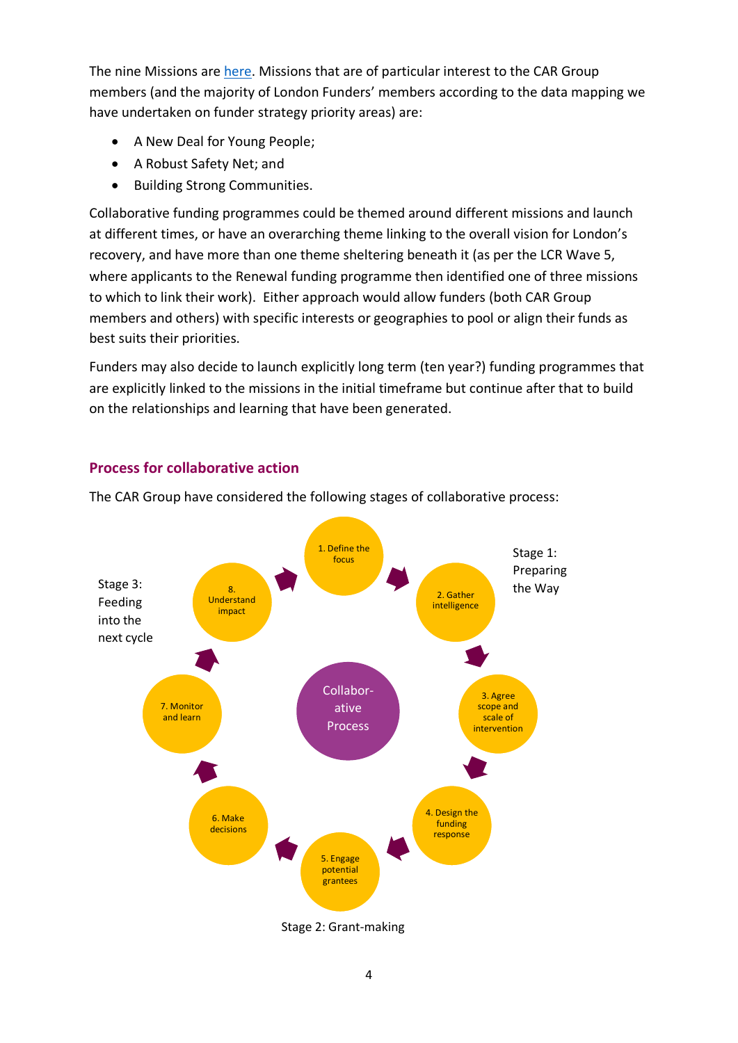The nine Missions are [here](). Missions that are of particular interest to the CAR Group members (and the majority of London Funders' members according to the data mapping we have undertaken on funder strategy priority areas) are:

- A New Deal for Young People;
- A Robust Safety Net; and
- Building Strong Communities.

Collaborative funding programmes could be themed around different missions and launch at different times, or have an overarching theme linking to the overall vision for London's recovery, and have more than one theme sheltering beneath it (as per the LCR Wave 5, where applicants to the Renewal funding programme then identified one of three missions to which to link their work). Either approach would allow funders (both CAR Group members and others) with specific interests or geographies to pool or align their funds as best suits their priorities.

Funders may also decide to launch explicitly long term (ten year?) funding programmes that are explicitly linked to the missions in the initial timeframe but continue after that to build on the relationships and learning that have been generated.

## Process for collaborative action

The CAR Group have considered the following stages of collaborative process:

Collaborative Process

Stage 1: Preparing the Way
1. Define the focus
2. Gather intelligence
3. Agree scope and scale of intervention

Stage 2: Grant-making
4. Design the funding response
5. Engage potential grantees
6. Make decisions

Stage 3: Feeding into the next cycle
7. Monitor and learn
8. Understand impact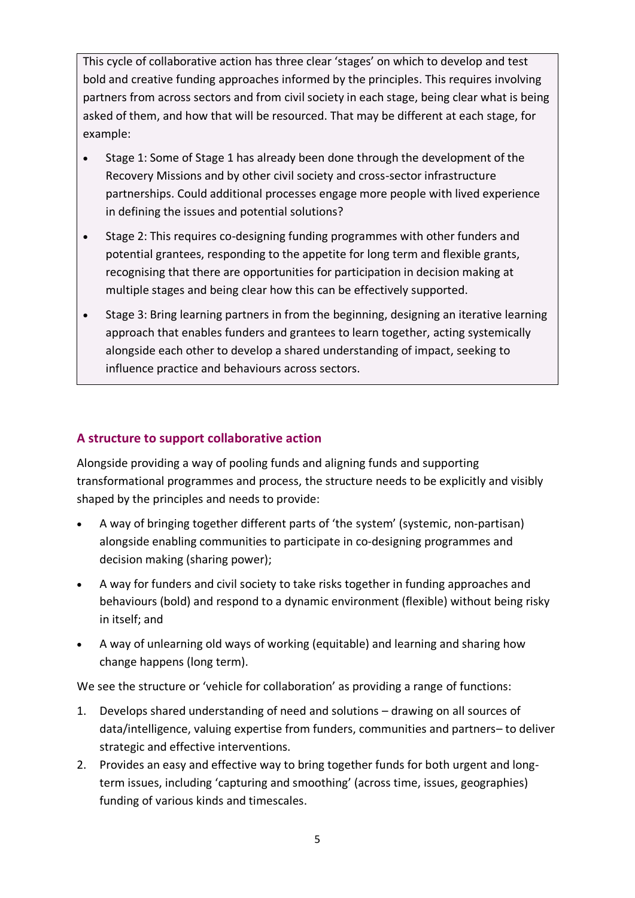This cycle of collaborative action has three clear 'stages' on which to develop and test bold and creative funding approaches informed by the principles. This requires involving partners from across sectors and from civil society in each stage, being clear what is being asked of them, and how that will be resourced. That may be different at each stage, for example:

- Stage 1: Some of Stage 1 has already been done through the development of the Recovery Missions and by other civil society and cross-sector infrastructure partnerships. Could additional processes engage more people with lived experience in defining the issues and potential solutions?
- Stage 2: This requires co-designing funding programmes with other funders and potential grantees, responding to the appetite for long term and flexible grants, recognising that there are opportunities for participation in decision making at multiple stages and being clear how this can be effectively supported.
- Stage 3: Bring learning partners in from the beginning, designing an iterative learning approach that enables funders and grantees to learn together, acting systemically alongside each other to develop a shared understanding of impact, seeking to influence practice and behaviours across sectors.

## A structure to support collaborative action

Alongside providing a way of pooling funds and aligning funds and supporting transformational programmes and process, the structure needs to be explicitly and visibly shaped by the principles and needs to provide:

- A way of bringing together different parts of 'the system' (systemic, non-partisan) alongside enabling communities to participate in co-designing programmes and decision making (sharing power);
- A way for funders and civil society to take risks together in funding approaches and behaviours (bold) and respond to a dynamic environment (flexible) without being risky in itself; and
- A way of unlearning old ways of working (equitable) and learning and sharing how change happens (long term).

We see the structure or 'vehicle for collaboration' as providing a range of functions:

1. Develops shared understanding of need and solutions – drawing on all sources of data/intelligence, valuing expertise from funders, communities and partners– to deliver strategic and effective interventions.
2. Provides an easy and effective way to bring together funds for both urgent and long-term issues, including 'capturing and smoothing' (across time, issues, geographies) funding of various kinds and timescales.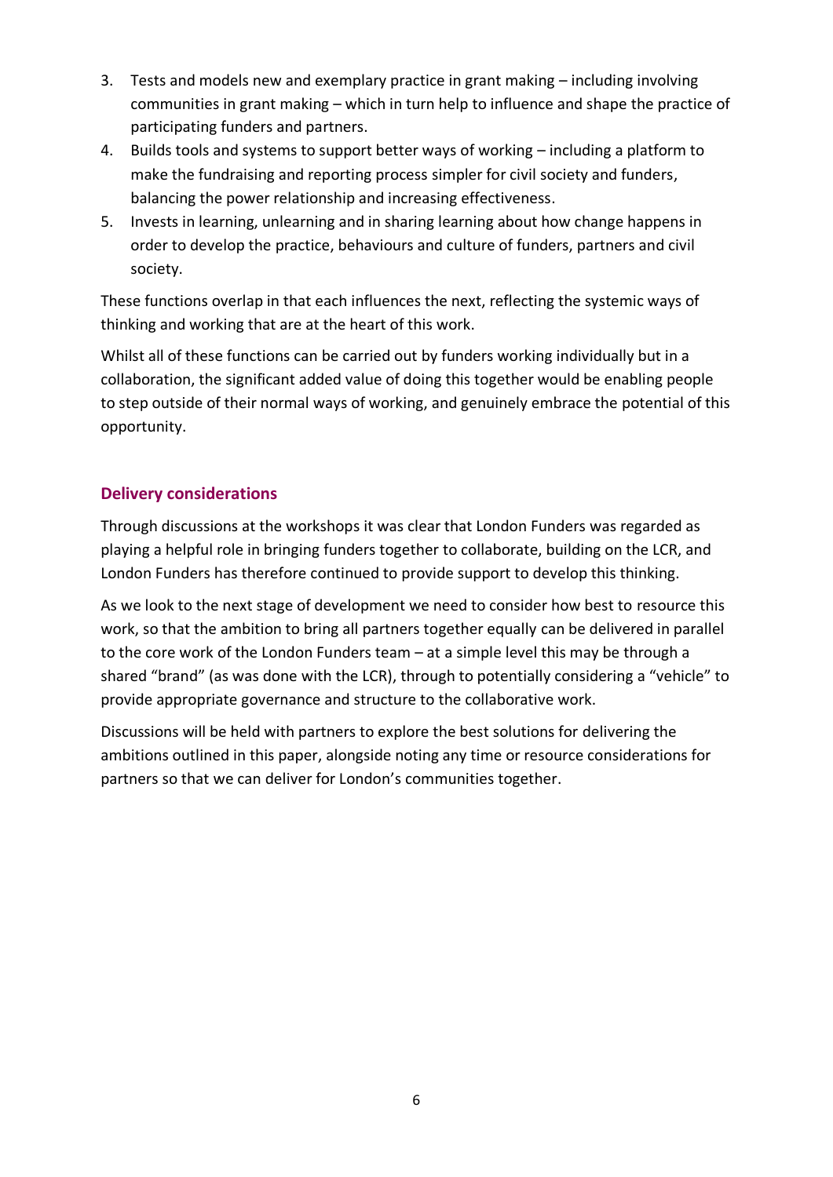3. Tests and models new and exemplary practice in grant making – including involving communities in grant making – which in turn help to influence and shape the practice of participating funders and partners.
4. Builds tools and systems to support better ways of working – including a platform to make the fundraising and reporting process simpler for civil society and funders, balancing the power relationship and increasing effectiveness.
5. Invests in learning, unlearning and in sharing learning about how change happens in order to develop the practice, behaviours and culture of funders, partners and civil society.

These functions overlap in that each influences the next, reflecting the systemic ways of thinking and working that are at the heart of this work.

Whilst all of these functions can be carried out by funders working individually but in a collaboration, the significant added value of doing this together would be enabling people to step outside of their normal ways of working, and genuinely embrace the potential of this opportunity.

### Delivery considerations

Through discussions at the workshops it was clear that London Funders was regarded as playing a helpful role in bringing funders together to collaborate, building on the LCR, and London Funders has therefore continued to provide support to develop this thinking.

As we look to the next stage of development we need to consider how best to resource this work, so that the ambition to bring all partners together equally can be delivered in parallel to the core work of the London Funders team – at a simple level this may be through a shared "brand" (as was done with the LCR), through to potentially considering a "vehicle" to provide appropriate governance and structure to the collaborative work.

Discussions will be held with partners to explore the best solutions for delivering the ambitions outlined in this paper, alongside noting any time or resource considerations for partners so that we can deliver for London's communities together.